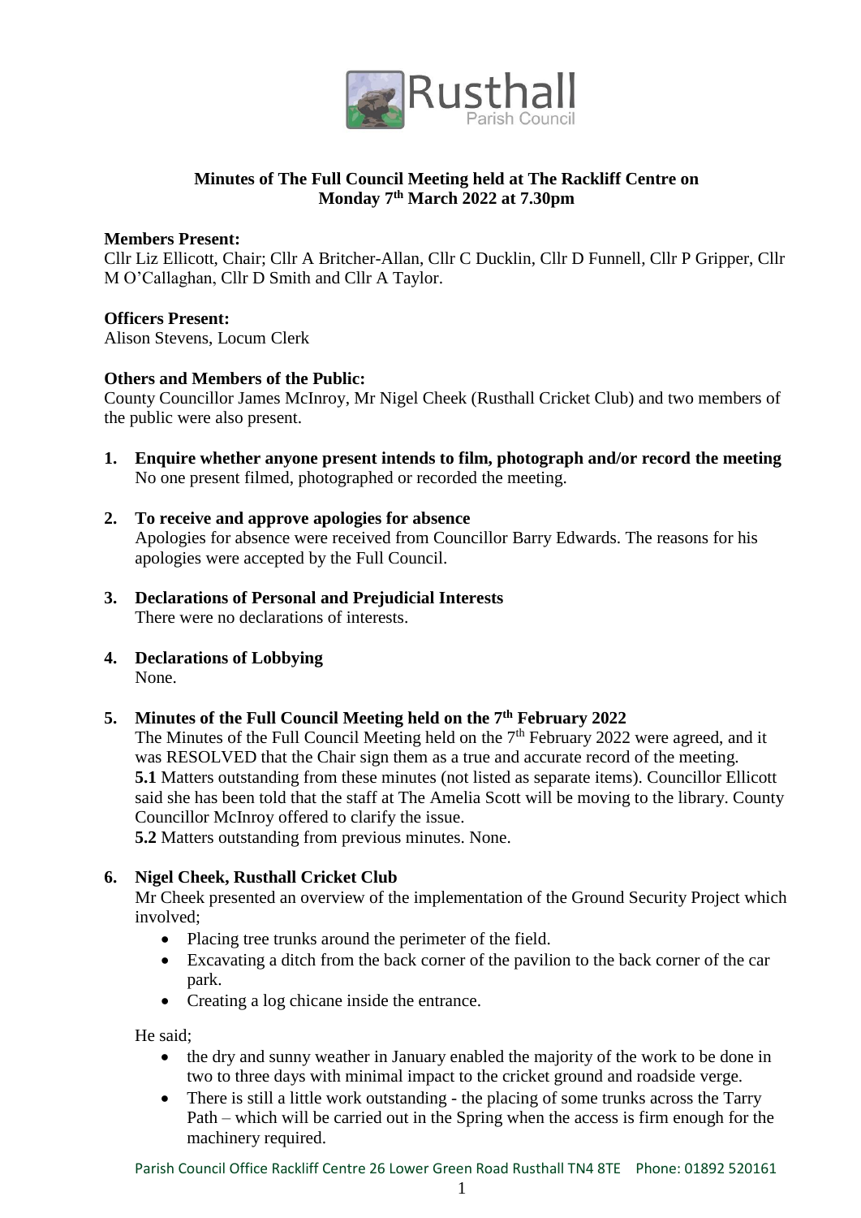**Minutes of The Full Council Meeting held at The Rackliff Centre on Monday 7th March 2022 at 7.30pm**

**Members Present:**
Cllr Liz Ellicott, Chair; Cllr A Britcher-Allan, Cllr C Ducklin, Cllr D Funnell, Cllr P Gripper, Cllr M O'Callaghan, Cllr D Smith and Cllr A Taylor.

**Officers Present:**
Alison Stevens, Locum Clerk

**Others and Members of the Public:**
County Councillor James McInroy, Mr Nigel Cheek (Rusthall Cricket Club) and two members of the public were also present.

1. **Enquire whether anyone present intends to film, photograph and/or record the meeting**
   No one present filmed, photographed or recorded the meeting.

2. **To receive and approve apologies for absence**
   Apologies for absence were received from Councillor Barry Edwards. The reasons for his apologies were accepted by the Full Council.

3. **Declarations of Personal and Prejudicial Interests**
   There were no declarations of interests.

4. **Declarations of Lobbying**
   None.

5. **Minutes of the Full Council Meeting held on the 7th February 2022**
   The Minutes of the Full Council Meeting held on the 7th February 2022 were agreed, and it was RESOLVED that the Chair sign them as a true and accurate record of the meeting.
   **5.1** Matters outstanding from these minutes (not listed as separate items). Councillor Ellicott said she has been told that the staff at The Amelia Scott will be moving to the library. County Councillor McInroy offered to clarify the issue.
   **5.2** Matters outstanding from previous minutes. None.

6. **Nigel Cheek, Rusthall Cricket Club**
   Mr Cheek presented an overview of the implementation of the Ground Security Project which involved;
   - Placing tree trunks around the perimeter of the field.
   - Excavating a ditch from the back corner of the pavilion to the back corner of the car park.
   - Creating a log chicane inside the entrance.

   He said;
   - the dry and sunny weather in January enabled the majority of the work to be done in two to three days with minimal impact to the cricket ground and roadside verge.
   - There is still a little work outstanding - the placing of some trunks across the Tarry Path – which will be carried out in the Spring when the access is firm enough for the machinery required.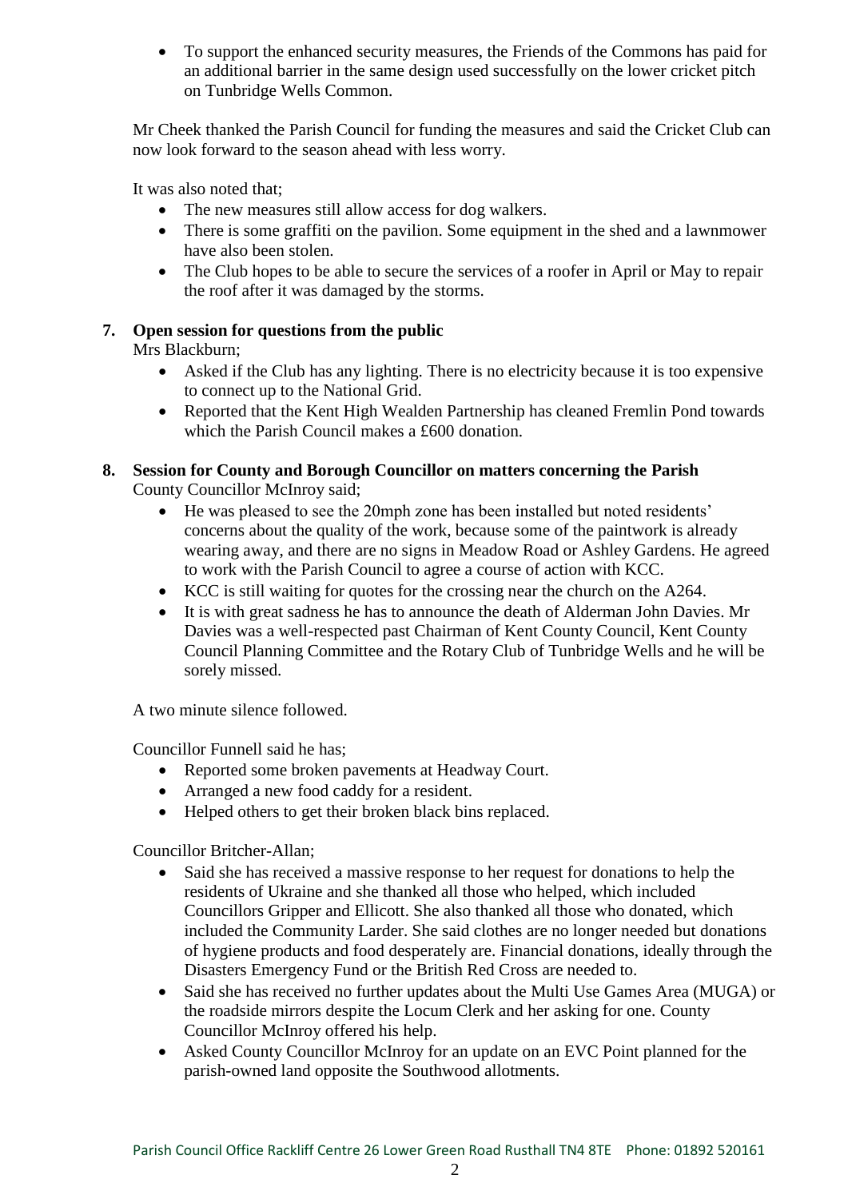- To support the enhanced security measures, the Friends of the Commons has paid for an additional barrier in the same design used successfully on the lower cricket pitch on Tunbridge Wells Common.

Mr Cheek thanked the Parish Council for funding the measures and said the Cricket Club can now look forward to the season ahead with less worry.

It was also noted that;

- The new measures still allow access for dog walkers.
- There is some graffiti on the pavilion. Some equipment in the shed and a lawnmower have also been stolen.
- The Club hopes to be able to secure the services of a roofer in April or May to repair the roof after it was damaged by the storms.

**7. Open session for questions from the public**

Mrs Blackburn;

- Asked if the Club has any lighting. There is no electricity because it is too expensive to connect up to the National Grid.
- Reported that the Kent High Wealden Partnership has cleaned Fremlin Pond towards which the Parish Council makes a £600 donation.

**8. Session for County and Borough Councillor on matters concerning the Parish**

County Councillor McInroy said;

- He was pleased to see the 20mph zone has been installed but noted residents' concerns about the quality of the work, because some of the paintwork is already wearing away, and there are no signs in Meadow Road or Ashley Gardens. He agreed to work with the Parish Council to agree a course of action with KCC.
- KCC is still waiting for quotes for the crossing near the church on the A264.
- It is with great sadness he has to announce the death of Alderman John Davies. Mr Davies was a well-respected past Chairman of Kent County Council, Kent County Council Planning Committee and the Rotary Club of Tunbridge Wells and he will be sorely missed.

A two minute silence followed.

Councillor Funnell said he has;

- Reported some broken pavements at Headway Court.
- Arranged a new food caddy for a resident.
- Helped others to get their broken black bins replaced.

Councillor Britcher-Allan;

- Said she has received a massive response to her request for donations to help the residents of Ukraine and she thanked all those who helped, which included Councillors Gripper and Ellicott. She also thanked all those who donated, which included the Community Larder. She said clothes are no longer needed but donations of hygiene products and food desperately are. Financial donations, ideally through the Disasters Emergency Fund or the British Red Cross are needed to.
- Said she has received no further updates about the Multi Use Games Area (MUGA) or the roadside mirrors despite the Locum Clerk and her asking for one. County Councillor McInroy offered his help.
- Asked County Councillor McInroy for an update on an EVC Point planned for the parish-owned land opposite the Southwood allotments.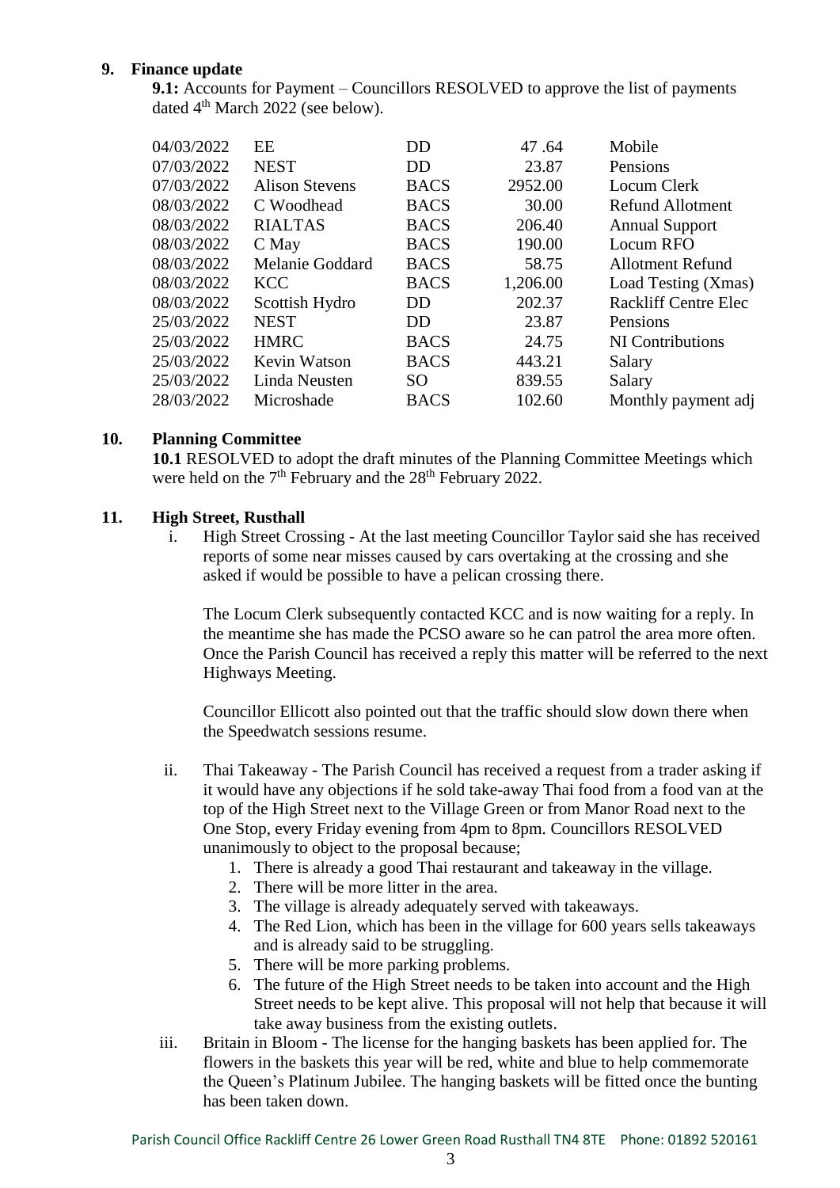## 9. Finance update

**9.1:** Accounts for Payment – Councillors RESOLVED to approve the list of payments dated 4th March 2022 (see below).

| | | | | |
|---|---|---|---|---|
| 04/03/2022 | EE | DD | 47 .64 | Mobile |
| 07/03/2022 | NEST | DD | 23.87 | Pensions |
| 07/03/2022 | Alison Stevens | BACS | 2952.00 | Locum Clerk |
| 08/03/2022 | C Woodhead | BACS | 30.00 | Refund Allotment |
| 08/03/2022 | RIALTAS | BACS | 206.40 | Annual Support |
| 08/03/2022 | C May | BACS | 190.00 | Locum RFO |
| 08/03/2022 | Melanie Goddard | BACS | 58.75 | Allotment Refund |
| 08/03/2022 | KCC | BACS | 1,206.00 | Load Testing (Xmas) |
| 08/03/2022 | Scottish Hydro | DD | 202.37 | Rackliff Centre Elec |
| 25/03/2022 | NEST | DD | 23.87 | Pensions |
| 25/03/2022 | HMRC | BACS | 24.75 | NI Contributions |
| 25/03/2022 | Kevin Watson | BACS | 443.21 | Salary |
| 25/03/2022 | Linda Neusten | SO | 839.55 | Salary |
| 28/03/2022 | Microshade | BACS | 102.60 | Monthly payment adj |

## 10. Planning Committee

**10.1** RESOLVED to adopt the draft minutes of the Planning Committee Meetings which were held on the 7th February and the 28th February 2022.

## 11. High Street, Rusthall

i. High Street Crossing - At the last meeting Councillor Taylor said she has received reports of some near misses caused by cars overtaking at the crossing and she asked if would be possible to have a pelican crossing there.

   The Locum Clerk subsequently contacted KCC and is now waiting for a reply. In the meantime she has made the PCSO aware so he can patrol the area more often. Once the Parish Council has received a reply this matter will be referred to the next Highways Meeting.

   Councillor Ellicott also pointed out that the traffic should slow down there when the Speedwatch sessions resume.

ii. Thai Takeaway - The Parish Council has received a request from a trader asking if it would have any objections if he sold take-away Thai food from a food van at the top of the High Street next to the Village Green or from Manor Road next to the One Stop, every Friday evening from 4pm to 8pm. Councillors RESOLVED unanimously to object to the proposal because;

   1. There is already a good Thai restaurant and takeaway in the village.
   2. There will be more litter in the area.
   3. The village is already adequately served with takeaways.
   4. The Red Lion, which has been in the village for 600 years sells takeaways and is already said to be struggling.
   5. There will be more parking problems.
   6. The future of the High Street needs to be taken into account and the High Street needs to be kept alive. This proposal will not help that because it will take away business from the existing outlets.

iii. Britain in Bloom - The license for the hanging baskets has been applied for. The flowers in the baskets this year will be red, white and blue to help commemorate the Queen's Platinum Jubilee. The hanging baskets will be fitted once the bunting has been taken down.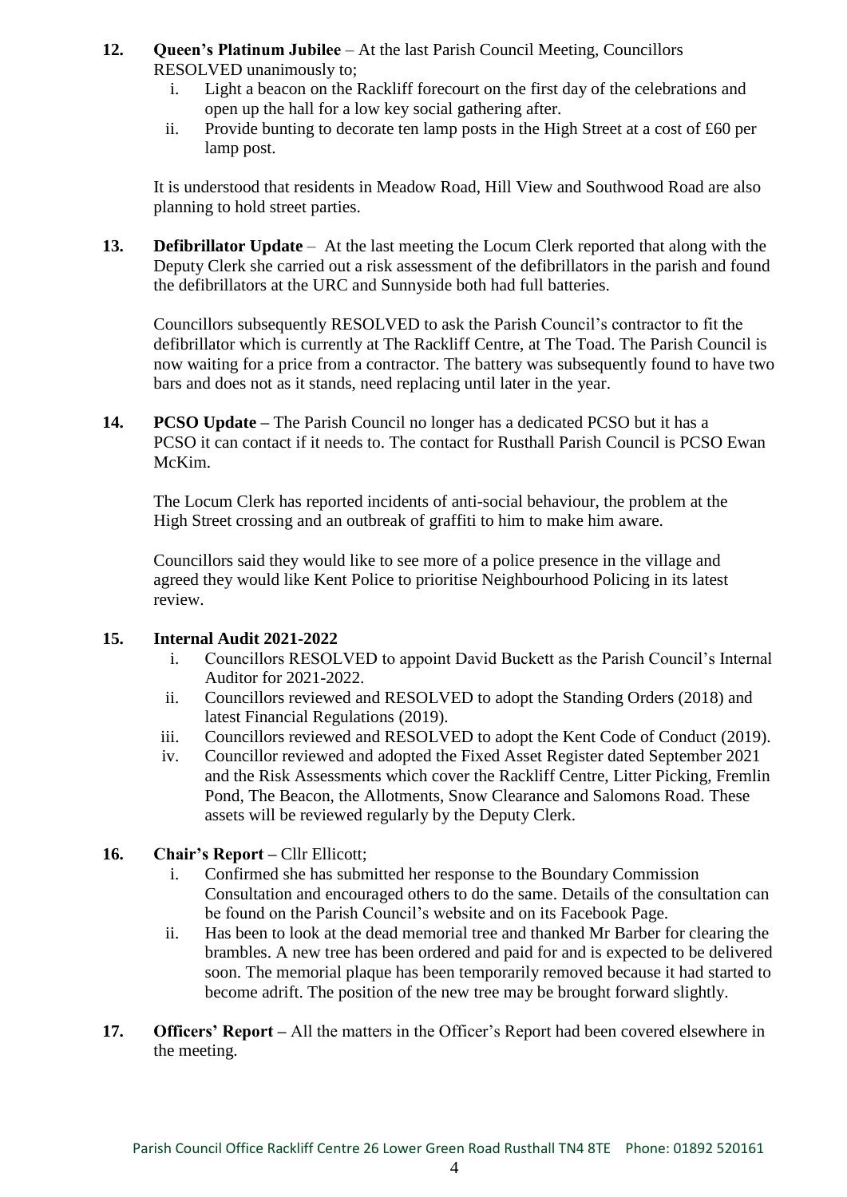**12. Queen's Platinum Jubilee** – At the last Parish Council Meeting, Councillors RESOLVED unanimously to;

   i. Light a beacon on the Rackliff forecourt on the first day of the celebrations and open up the hall for a low key social gathering after.
   ii. Provide bunting to decorate ten lamp posts in the High Street at a cost of £60 per lamp post.

It is understood that residents in Meadow Road, Hill View and Southwood Road are also planning to hold street parties.

**13. Defibrillator Update** – At the last meeting the Locum Clerk reported that along with the Deputy Clerk she carried out a risk assessment of the defibrillators in the parish and found the defibrillators at the URC and Sunnyside both had full batteries.

Councillors subsequently RESOLVED to ask the Parish Council's contractor to fit the defibrillator which is currently at The Rackliff Centre, at The Toad. The Parish Council is now waiting for a price from a contractor. The battery was subsequently found to have two bars and does not as it stands, need replacing until later in the year.

**14. PCSO Update –** The Parish Council no longer has a dedicated PCSO but it has a PCSO it can contact if it needs to. The contact for Rusthall Parish Council is PCSO Ewan McKim.

The Locum Clerk has reported incidents of anti-social behaviour, the problem at the High Street crossing and an outbreak of graffiti to him to make him aware.

Councillors said they would like to see more of a police presence in the village and agreed they would like Kent Police to prioritise Neighbourhood Policing in its latest review.

**15. Internal Audit 2021-2022**

   i. Councillors RESOLVED to appoint David Buckett as the Parish Council's Internal Auditor for 2021-2022.
   ii. Councillors reviewed and RESOLVED to adopt the Standing Orders (2018) and latest Financial Regulations (2019).
   iii. Councillors reviewed and RESOLVED to adopt the Kent Code of Conduct (2019).
   iv. Councillor reviewed and adopted the Fixed Asset Register dated September 2021 and the Risk Assessments which cover the Rackliff Centre, Litter Picking, Fremlin Pond, The Beacon, the Allotments, Snow Clearance and Salomons Road. These assets will be reviewed regularly by the Deputy Clerk.

**16. Chair's Report –** Cllr Ellicott;

   i. Confirmed she has submitted her response to the Boundary Commission Consultation and encouraged others to do the same. Details of the consultation can be found on the Parish Council's website and on its Facebook Page.
   ii. Has been to look at the dead memorial tree and thanked Mr Barber for clearing the brambles. A new tree has been ordered and paid for and is expected to be delivered soon. The memorial plaque has been temporarily removed because it had started to become adrift. The position of the new tree may be brought forward slightly.

**17. Officers' Report –** All the matters in the Officer's Report had been covered elsewhere in the meeting.

Parish Council Office Rackliff Centre 26 Lower Green Road Rusthall TN4 8TE Phone: 01892 520161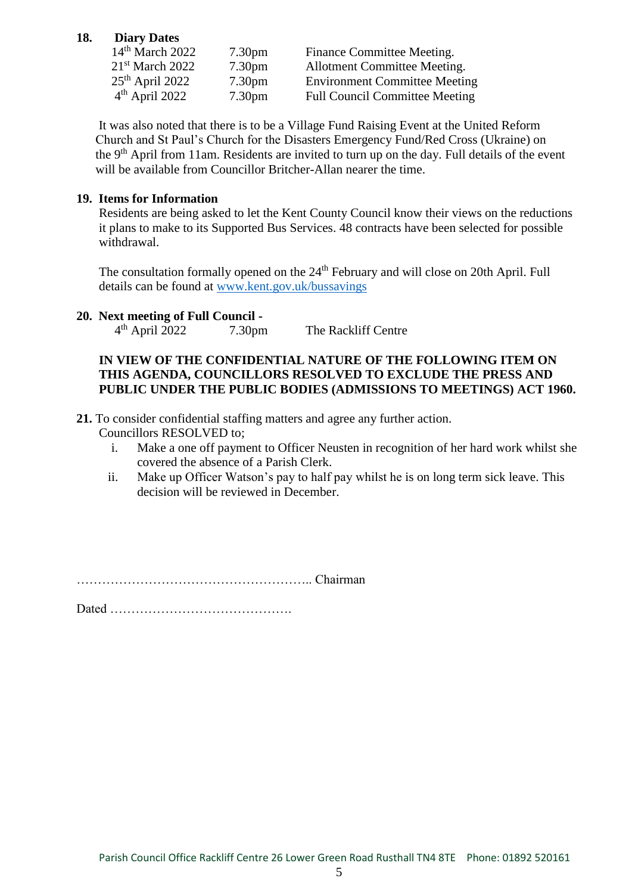**18. Diary Dates**

| | | |
|---|---|---|
| 14th March 2022 | 7.30pm | Finance Committee Meeting. |
| 21st March 2022 | 7.30pm | Allotment Committee Meeting. |
| 25th April 2022 | 7.30pm | Environment Committee Meeting |
| 4th April 2022 | 7.30pm | Full Council Committee Meeting |

It was also noted that there is to be a Village Fund Raising Event at the United Reform Church and St Paul's Church for the Disasters Emergency Fund/Red Cross (Ukraine) on the 9th April from 11am. Residents are invited to turn up on the day. Full details of the event will be available from Councillor Britcher-Allan nearer the time.

**19. Items for Information**

Residents are being asked to let the Kent County Council know their views on the reductions it plans to make to its Supported Bus Services. 48 contracts have been selected for possible withdrawal.

The consultation formally opened on the 24th February and will close on 20th April. Full details can be found at [www.kent.gov.uk/bussavings](www.kent.gov.uk/bussavings)

**20. Next meeting of Full Council -**

| | | |
|---|---|---|
| 4th April 2022 | 7.30pm | The Rackliff Centre |

**IN VIEW OF THE CONFIDENTIAL NATURE OF THE FOLLOWING ITEM ON THIS AGENDA, COUNCILLORS RESOLVED TO EXCLUDE THE PRESS AND PUBLIC UNDER THE PUBLIC BODIES (ADMISSIONS TO MEETINGS) ACT 1960.**

**21.** To consider confidential staffing matters and agree any further action.

Councillors RESOLVED to;

i. Make a one off payment to Officer Neusten in recognition of her hard work whilst she covered the absence of a Parish Clerk.

ii. Make up Officer Watson's pay to half pay whilst he is on long term sick leave. This decision will be reviewed in December.

……………………………………………….. Chairman

Dated …………………………………….

Parish Council Office Rackliff Centre 26 Lower Green Road Rusthall TN4 8TE Phone: 01892 520161